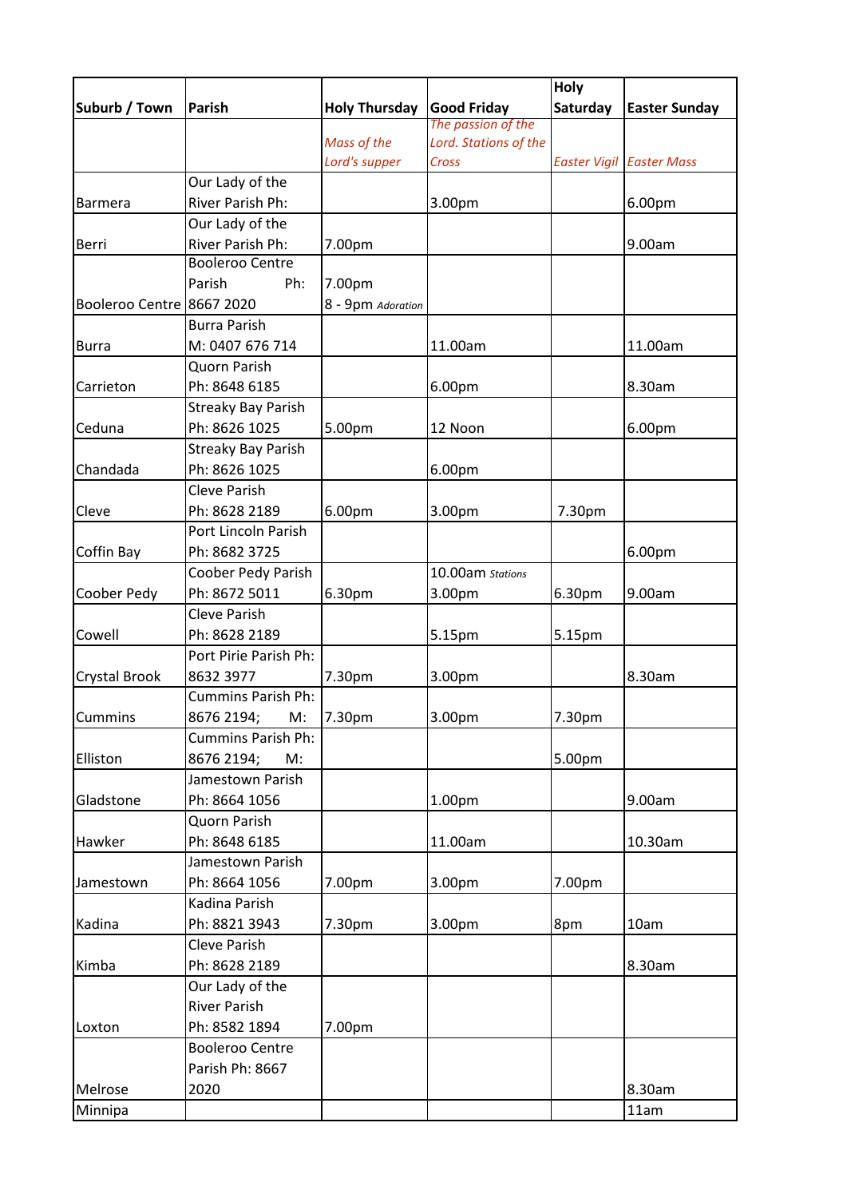| Suburb / Town | Parish | Holy Thursday | Good Friday | Holy Saturday | Easter Sunday |
|---|---|---|---|---|---|
| | | *Mass of the Lord's supper* | *The passion of the Lord. Stations of the Cross* | *Easter Vigil* | *Easter Mass* |
| Barmera | Our Lady of the River Parish Ph: | | 3.00pm | | 6.00pm |
| Berri | Our Lady of the River Parish Ph: | 7.00pm | | | 9.00am |
| Booleroo Centre | Booleroo Centre Parish Ph: 8667 2020 | 7.00pm 8 - 9pm *Adoration* | | | |
| Burra | Burra Parish M: 0407 676 714 | | 11.00am | | 11.00am |
| Carrieton | Quorn Parish Ph: 8648 6185 | | 6.00pm | | 8.30am |
| Ceduna | Streaky Bay Parish Ph: 8626 1025 | 5.00pm | 12 Noon | | 6.00pm |
| Chandada | Streaky Bay Parish Ph: 8626 1025 | | 6.00pm | | |
| Cleve | Cleve Parish Ph: 8628 2189 | 6.00pm | 3.00pm | 7.30pm | |
| Coffin Bay | Port Lincoln Parish Ph: 8682 3725 | | | | 6.00pm |
| Coober Pedy | Coober Pedy Parish Ph: 8672 5011 | 6.30pm | 10.00am *Stations* 3.00pm | 6.30pm | 9.00am |
| Cowell | Cleve Parish Ph: 8628 2189 | | 5.15pm | 5.15pm | |
| Crystal Brook | Port Pirie Parish Ph: 8632 3977 | 7.30pm | 3.00pm | | 8.30am |
| Cummins | Cummins Parish Ph: 8676 2194; M: | 7.30pm | 3.00pm | 7.30pm | |
| Elliston | Cummins Parish Ph: 8676 2194; M: | | | 5.00pm | |
| Gladstone | Jamestown Parish Ph: 8664 1056 | | 1.00pm | | 9.00am |
| Hawker | Quorn Parish Ph: 8648 6185 | | 11.00am | | 10.30am |
| Jamestown | Jamestown Parish Ph: 8664 1056 | 7.00pm | 3.00pm | 7.00pm | |
| Kadina | Kadina Parish Ph: 8821 3943 | 7.30pm | 3.00pm | 8pm | 10am |
| Kimba | Cleve Parish Ph: 8628 2189 | | | | 8.30am |
| Loxton | Our Lady of the River Parish Ph: 8582 1894 | 7.00pm | | | |
| Melrose | Booleroo Centre Parish Ph: 8667 2020 | | | | 8.30am |
| Minnipa | | | | | 11am |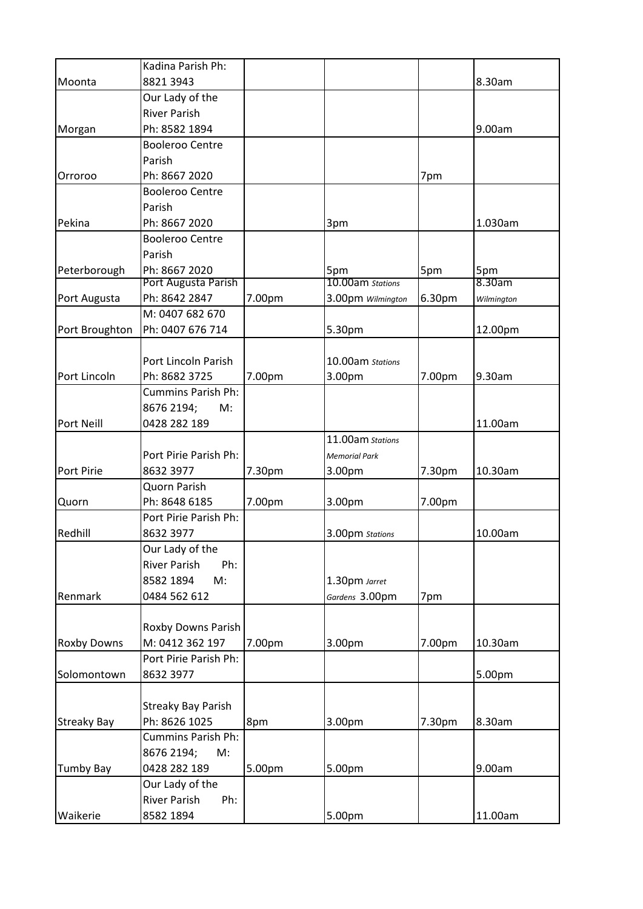| | | | | | |
|---|---|---|---|---|---|
| Moonta | Kadina Parish Ph: 8821 3943 | | | | 8.30am |
| Morgan | Our Lady of the River Parish Ph: 8582 1894 | | | | 9.00am |
| Orroroo | Booleroo Centre Parish Ph: 8667 2020 | | | 7pm | |
| Pekina | Booleroo Centre Parish Ph: 8667 2020 | | 3pm | | 1.030am |
| Peterborough | Booleroo Centre Parish Ph: 8667 2020 | | 5pm | 5pm | 5pm |
| Port Augusta | Port Augusta Parish Ph: 8642 2847 | 7.00pm | 10.00am *Stations* 3.00pm *Wilmington* | 6.30pm | 8.30am *Wilmington* |
| Port Broughton | M: 0407 682 670 Ph: 0407 676 714 | | 5.30pm | | 12.00pm |
| Port Lincoln | Port Lincoln Parish Ph: 8682 3725 | 7.00pm | 10.00am *Stations* 3.00pm | 7.00pm | 9.30am |
| Port Neill | Cummins Parish Ph: 8676 2194; M: 0428 282 189 | | | | 11.00am |
| Port Pirie | Port Pirie Parish Ph: 8632 3977 | 7.30pm | 11.00am *Stations* *Memorial Park* 3.00pm | 7.30pm | 10.30am |
| Quorn | Quorn Parish Ph: 8648 6185 | 7.00pm | 3.00pm | 7.00pm | |
| Redhill | Port Pirie Parish Ph: 8632 3977 | | 3.00pm *Stations* | | 10.00am |
| Renmark | Our Lady of the River Parish Ph: 8582 1894 M: 0484 562 612 | | 1.30pm *Jarret Gardens* 3.00pm | 7pm | |
| Roxby Downs | Roxby Downs Parish M: 0412 362 197 | 7.00pm | 3.00pm | 7.00pm | 10.30am |
| Solomontown | Port Pirie Parish Ph: 8632 3977 | | | | 5.00pm |
| Streaky Bay | Streaky Bay Parish Ph: 8626 1025 | 8pm | 3.00pm | 7.30pm | 8.30am |
| Tumby Bay | Cummins Parish Ph: 8676 2194; M: 0428 282 189 | 5.00pm | 5.00pm | | 9.00am |
| Waikerie | Our Lady of the River Parish Ph: 8582 1894 | | 5.00pm | | 11.00am |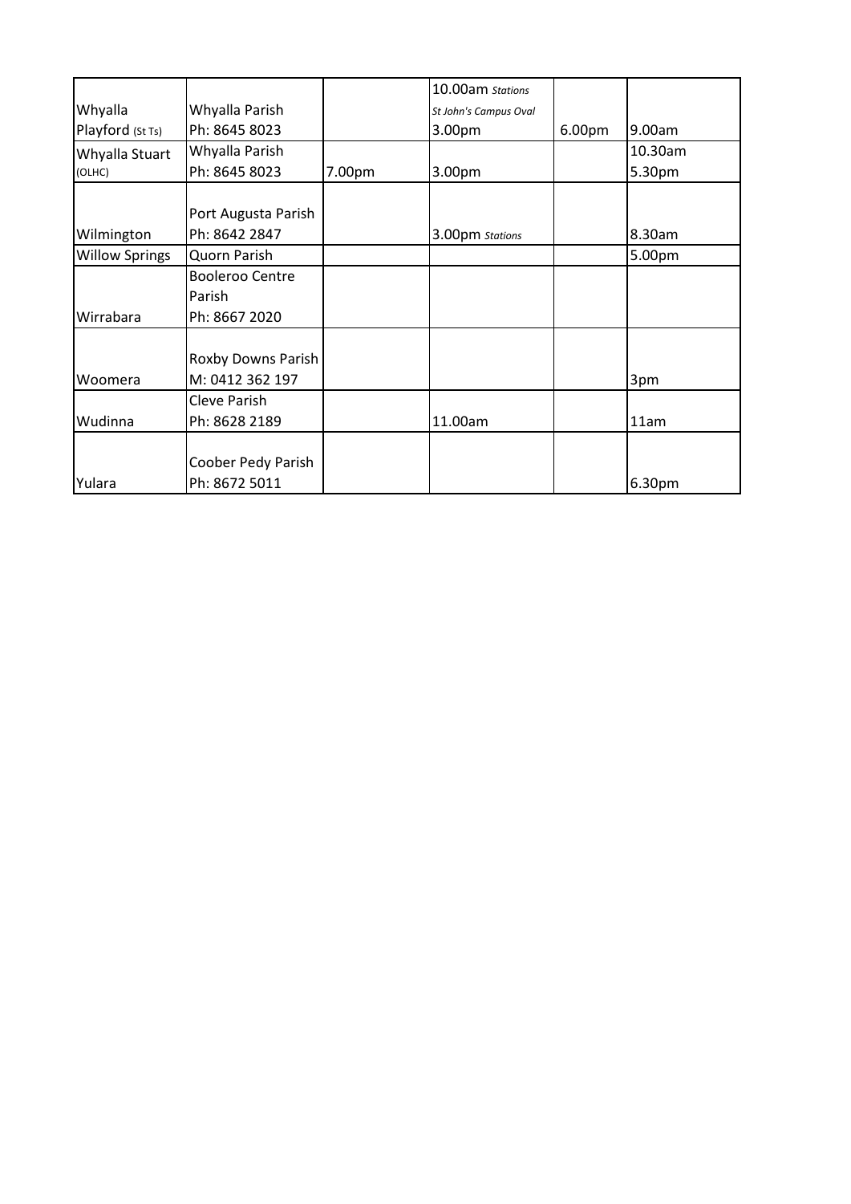| | | | | | |
|---|---|---|---|---|---|
| Whyalla Playford (St Ts) | Whyalla Parish Ph: 8645 8023 | | 10.00am *Stations* *St John's Campus Oval* 3.00pm | 6.00pm | 9.00am |
| Whyalla Stuart (OLHC) | Whyalla Parish Ph: 8645 8023 | 7.00pm | 3.00pm | | 10.30am 5.30pm |
| Wilmington | Port Augusta Parish Ph: 8642 2847 | | 3.00pm *Stations* | | 8.30am |
| Willow Springs | Quorn Parish | | | | 5.00pm |
| Wirrabara | Booleroo Centre Parish Ph: 8667 2020 | | | | |
| Woomera | Roxby Downs Parish M: 0412 362 197 | | | | 3pm |
| Wudinna | Cleve Parish Ph: 8628 2189 | | 11.00am | | 11am |
| Yulara | Coober Pedy Parish Ph: 8672 5011 | | | | 6.30pm |